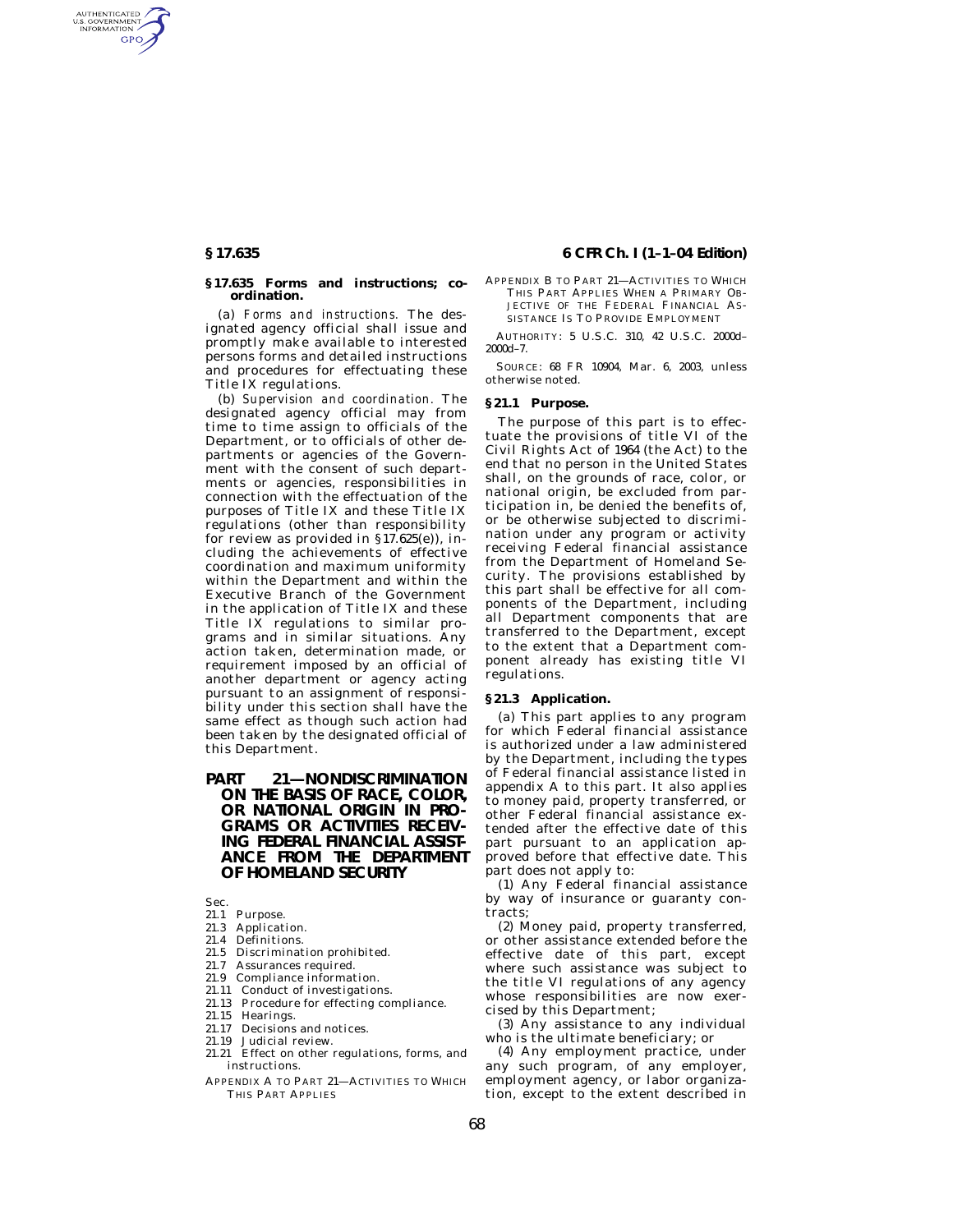### § 17.635 Forms and instructions; coordination.

(a) *Forms and instructions.* The designated agency official shall issue and promptly make available to interested persons forms and detailed instructions and procedures for effectuating these Title IX regulations.

(b) *Supervision and coordination.* The designated agency official may from time to time assign to officials of the Department, or to officials of other departments or agencies of the Government with the consent of such departments or agencies, responsibilities in connection with the effectuation of the purposes of Title IX and these Title IX regulations (other than responsibility for review as provided in §17.625(e)), including the achievements of effective coordination and maximum uniformity within the Department and within the Executive Branch of the Government in the application of Title IX and these Title IX regulations to similar programs and in similar situations. Any action taken, determination made, or requirement imposed by an official of another department or agency acting pursuant to an assignment of responsibility under this section shall have the same effect as though such action had been taken by the designated official of this Department.

## PART 21—NONDISCRIMINATION ON THE BASIS OF RACE, COLOR, OR NATIONAL ORIGIN IN PROGRAMS OR ACTIVITIES RECEIVING FEDERAL FINANCIAL ASSISTANCE FROM THE DEPARTMENT OF HOMELAND SECURITY

Sec.
- 21.1 Purpose.
- 21.3 Application.
- 21.4 Definitions.
- 21.5 Discrimination prohibited.
- 21.7 Assurances required.
- 21.9 Compliance information.
- 21.11 Conduct of investigations.
- 21.13 Procedure for effecting compliance.
- 21.15 Hearings.
- 21.17 Decisions and notices.
- 21.19 Judicial review.
- 21.21 Effect on other regulations, forms, and instructions.

APPENDIX A TO PART 21—ACTIVITIES TO WHICH THIS PART APPLIES

APPENDIX B TO PART 21—ACTIVITIES TO WHICH THIS PART APPLIES WHEN A PRIMARY OBJECTIVE OF THE FEDERAL FINANCIAL ASSISTANCE IS TO PROVIDE EMPLOYMENT

AUTHORITY: 5 U.S.C. 310, 42 U.S.C. 2000d–2000d–7.

SOURCE: 68 FR 10904, Mar. 6, 2003, unless otherwise noted.

### § 21.1 Purpose.

The purpose of this part is to effectuate the provisions of title VI of the Civil Rights Act of 1964 (the Act) to the end that no person in the United States shall, on the grounds of race, color, or national origin, be excluded from participation in, be denied the benefits of, or be otherwise subjected to discrimination under any program or activity receiving Federal financial assistance from the Department of Homeland Security. The provisions established by this part shall be effective for all components of the Department, including all Department components that are transferred to the Department, except to the extent that a Department component already has existing title VI regulations.

### § 21.3 Application.

(a) This part applies to any program for which Federal financial assistance is authorized under a law administered by the Department, including the types of Federal financial assistance listed in appendix A to this part. It also applies to money paid, property transferred, or other Federal financial assistance extended after the effective date of this part pursuant to an application approved before that effective date. This part does not apply to:

(1) Any Federal financial assistance by way of insurance or guaranty contracts;

(2) Money paid, property transferred, or other assistance extended before the effective date of this part, except where such assistance was subject to the title VI regulations of any agency whose responsibilities are now exercised by this Department;

(3) Any assistance to any individual who is the ultimate beneficiary; or

(4) Any employment practice, under any such program, of any employer, employment agency, or labor organization, except to the extent described in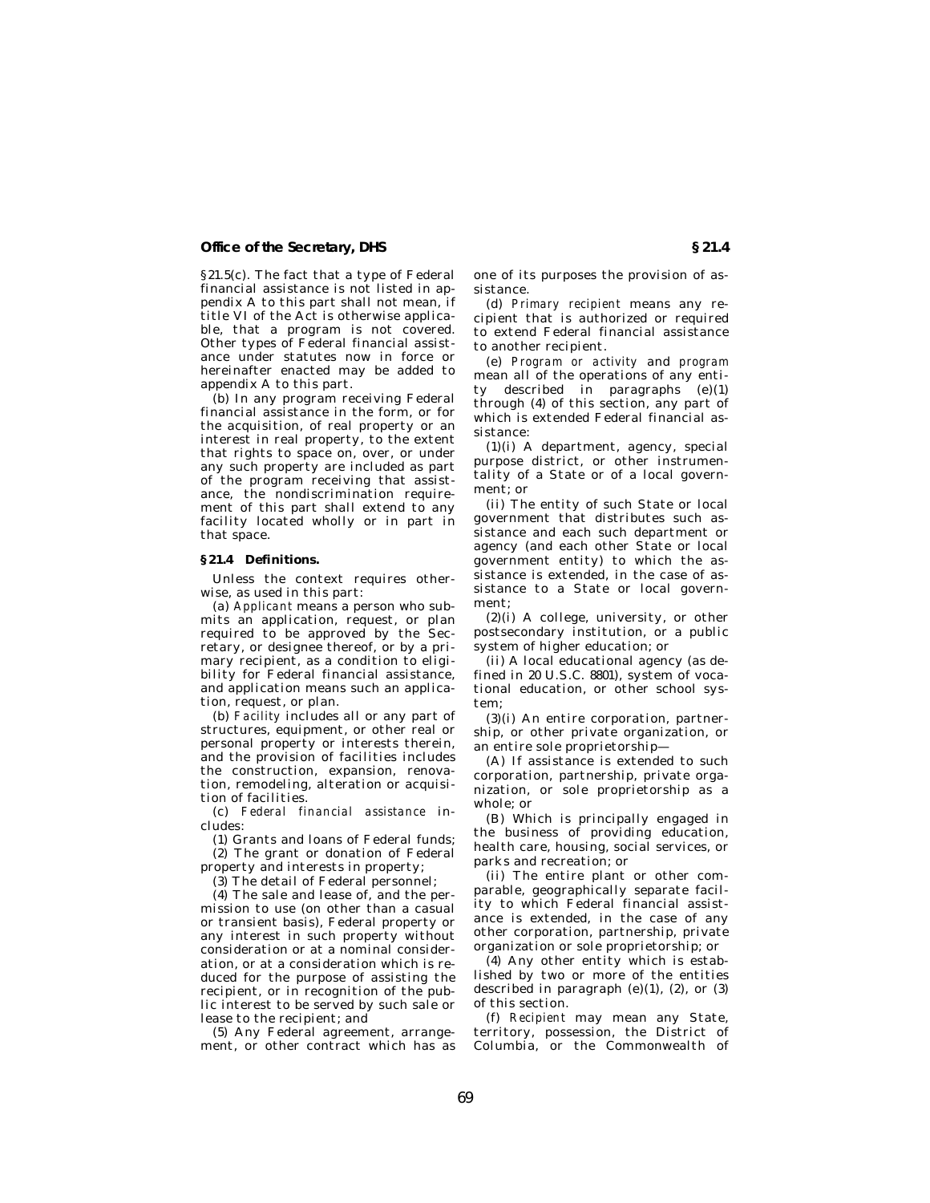§21.5(c). The fact that a type of Federal financial assistance is not listed in appendix A to this part shall not mean, if title VI of the Act is otherwise applicable, that a program is not covered. Other types of Federal financial assistance under statutes now in force or hereinafter enacted may be added to appendix A to this part.

(b) In any program receiving Federal financial assistance in the form, or for the acquisition, of real property or an interest in real property, to the extent that rights to space on, over, or under any such property are included as part of the program receiving that assistance, the nondiscrimination requirement of this part shall extend to any facility located wholly or in part in that space.

### §21.4 Definitions.

Unless the context requires otherwise, as used in this part:

(a) *Applicant* means a person who submits an application, request, or plan required to be approved by the Secretary, or designee thereof, or by a primary recipient, as a condition to eligibility for Federal financial assistance, and application means such an application, request, or plan.

(b) *Facility* includes all or any part of structures, equipment, or other real or personal property or interests therein, and the provision of facilities includes the construction, expansion, renovation, remodeling, alteration or acquisition of facilities.

(c) *Federal financial assistance* includes:

(1) Grants and loans of Federal funds;

(2) The grant or donation of Federal property and interests in property;

(3) The detail of Federal personnel;

(4) The sale and lease of, and the permission to use (on other than a casual or transient basis), Federal property or any interest in such property without consideration or at a nominal consideration, or at a consideration which is reduced for the purpose of assisting the recipient, or in recognition of the public interest to be served by such sale or lease to the recipient; and

(5) Any Federal agreement, arrangement, or other contract which has as one of its purposes the provision of assistance.

(d) *Primary recipient* means any recipient that is authorized or required to extend Federal financial assistance to another recipient.

(e) *Program or activity* and *program* mean all of the operations of any entity described in paragraphs (e)(1) through (4) of this section, any part of which is extended Federal financial assistance:

(1)(i) A department, agency, special purpose district, or other instrumentality of a State or of a local government; or

(ii) The entity of such State or local government that distributes such assistance and each such department or agency (and each other State or local government entity) to which the assistance is extended, in the case of assistance to a State or local government;

(2)(i) A college, university, or other postsecondary institution, or a public system of higher education; or

(ii) A local educational agency (as defined in 20 U.S.C. 8801), system of vocational education, or other school system;

(3)(i) An entire corporation, partnership, or other private organization, or an entire sole proprietorship—

(A) If assistance is extended to such corporation, partnership, private organization, or sole proprietorship as a whole; or

(B) Which is principally engaged in the business of providing education, health care, housing, social services, or parks and recreation; or

(ii) The entire plant or other comparable, geographically separate facility to which Federal financial assistance is extended, in the case of any other corporation, partnership, private organization or sole proprietorship; or

(4) Any other entity which is established by two or more of the entities described in paragraph (e)(1), (2), or (3) of this section.

(f) *Recipient* may mean any State, territory, possession, the District of Columbia, or the Commonwealth of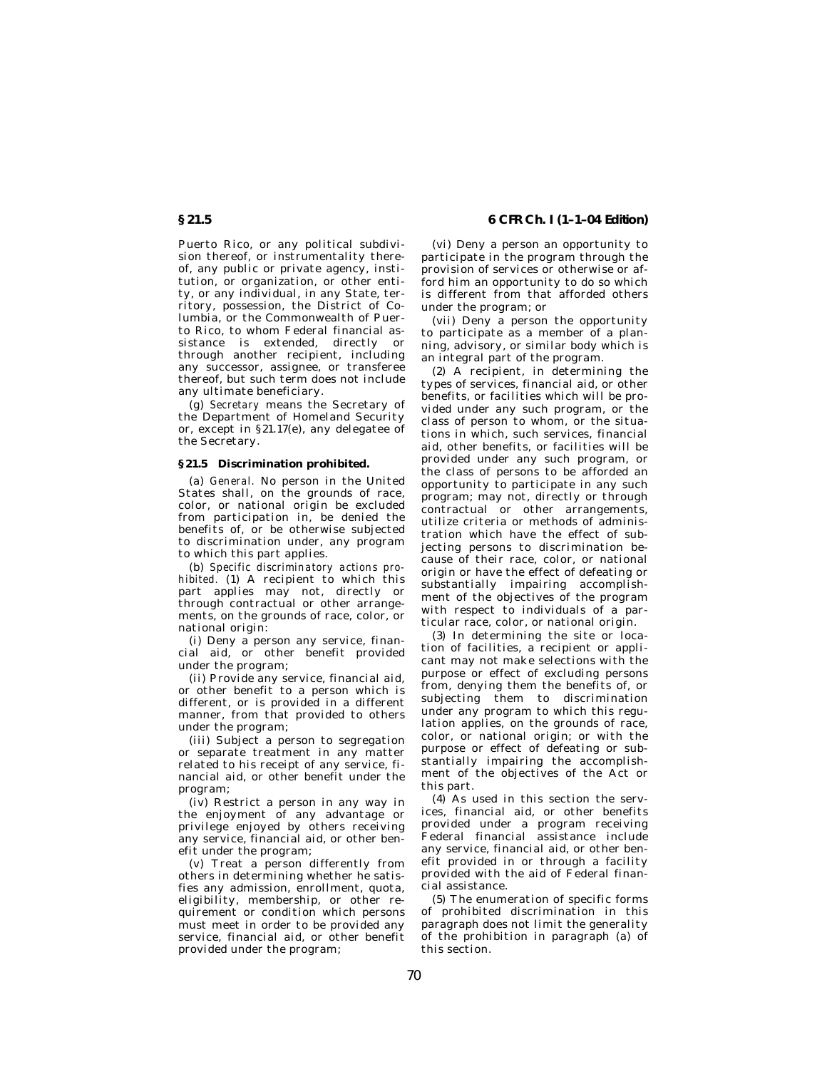Puerto Rico, or any political subdivision thereof, or instrumentality thereof, any public or private agency, institution, or organization, or other entity, or any individual, in any State, territory, possession, the District of Columbia, or the Commonwealth of Puerto Rico, to whom Federal financial assistance is extended, directly or through another recipient, including any successor, assignee, or transferee thereof, but such term does not include any ultimate beneficiary.

(g) *Secretary* means the Secretary of the Department of Homeland Security or, except in §21.17(e), any delegatee of the Secretary.

### §21.5 Discrimination prohibited.

(a) *General.* No person in the United States shall, on the grounds of race, color, or national origin be excluded from participation in, be denied the benefits of, or be otherwise subjected to discrimination under, any program to which this part applies.

(b) *Specific discriminatory actions prohibited.* (1) A recipient to which this part applies may not, directly or through contractual or other arrangements, on the grounds of race, color, or national origin:

(i) Deny a person any service, financial aid, or other benefit provided under the program;

(ii) Provide any service, financial aid, or other benefit to a person which is different, or is provided in a different manner, from that provided to others under the program;

(iii) Subject a person to segregation or separate treatment in any matter related to his receipt of any service, financial aid, or other benefit under the program;

(iv) Restrict a person in any way in the enjoyment of any advantage or privilege enjoyed by others receiving any service, financial aid, or other benefit under the program;

(v) Treat a person differently from others in determining whether he satisfies any admission, enrollment, quota, eligibility, membership, or other requirement or condition which persons must meet in order to be provided any service, financial aid, or other benefit provided under the program;

(vi) Deny a person an opportunity to participate in the program through the provision of services or otherwise or afford him an opportunity to do so which is different from that afforded others under the program; or

(vii) Deny a person the opportunity to participate as a member of a planning, advisory, or similar body which is an integral part of the program.

(2) A recipient, in determining the types of services, financial aid, or other benefits, or facilities which will be provided under any such program, or the class of person to whom, or the situations in which, such services, financial aid, other benefits, or facilities will be provided under any such program, or the class of persons to be afforded an opportunity to participate in any such program; may not, directly or through contractual or other arrangements, utilize criteria or methods of administration which have the effect of subjecting persons to discrimination because of their race, color, or national origin or have the effect of defeating or substantially impairing accomplishment of the objectives of the program with respect to individuals of a particular race, color, or national origin.

(3) In determining the site or location of facilities, a recipient or applicant may not make selections with the purpose or effect of excluding persons from, denying them the benefits of, or subjecting them to discrimination under any program to which this regulation applies, on the grounds of race, color, or national origin; or with the purpose or effect of defeating or substantially impairing the accomplishment of the objectives of the Act or this part.

(4) As used in this section the services, financial aid, or other benefits provided under a program receiving Federal financial assistance include any service, financial aid, or other benefit provided in or through a facility provided with the aid of Federal financial assistance.

(5) The enumeration of specific forms of prohibited discrimination in this paragraph does not limit the generality of the prohibition in paragraph (a) of this section.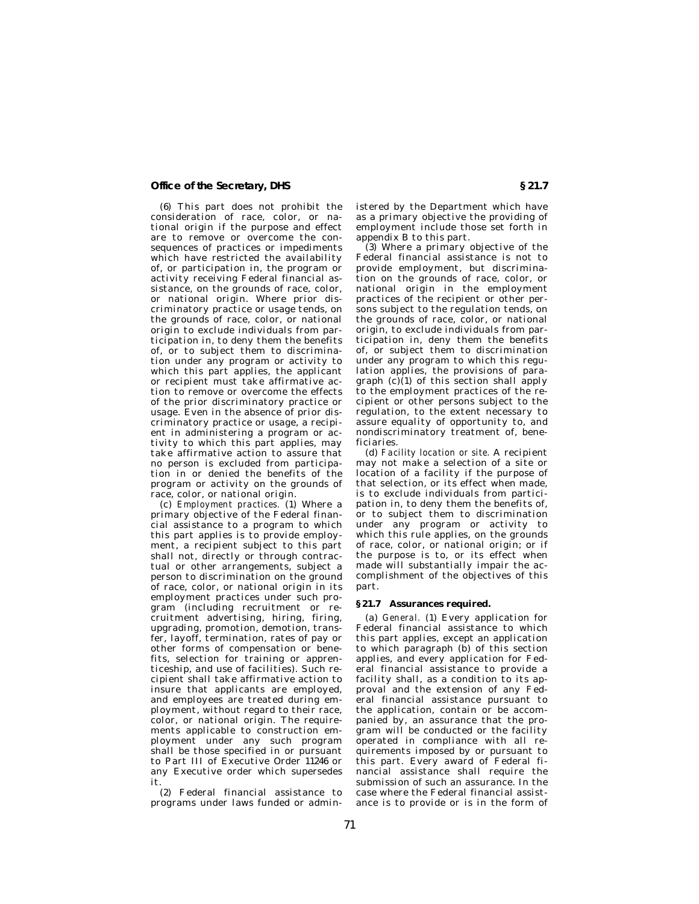(6) This part does not prohibit the consideration of race, color, or national origin if the purpose and effect are to remove or overcome the consequences of practices or impediments which have restricted the availability of, or participation in, the program or activity receiving Federal financial assistance, on the grounds of race, color, or national origin. Where prior discriminatory practice or usage tends, on the grounds of race, color, or national origin to exclude individuals from participation in, to deny them the benefits of, or to subject them to discrimination under any program or activity to which this part applies, the applicant or recipient must take affirmative action to remove or overcome the effects of the prior discriminatory practice or usage. Even in the absence of prior discriminatory practice or usage, a recipient in administering a program or activity to which this part applies, may take affirmative action to assure that no person is excluded from participation in or denied the benefits of the program or activity on the grounds of race, color, or national origin.

(c) *Employment practices.* (1) Where a primary objective of the Federal financial assistance to a program to which this part applies is to provide employment, a recipient subject to this part shall not, directly or through contractual or other arrangements, subject a person to discrimination on the ground of race, color, or national origin in its employment practices under such program (including recruitment or recruitment advertising, hiring, firing, upgrading, promotion, demotion, transfer, layoff, termination, rates of pay or other forms of compensation or benefits, selection for training or apprenticeship, and use of facilities). Such recipient shall take affirmative action to insure that applicants are employed, and employees are treated during employment, without regard to their race, color, or national origin. The requirements applicable to construction employment under any such program shall be those specified in or pursuant to Part III of Executive Order 11246 or any Executive order which supersedes it.

(2) Federal financial assistance to programs under laws funded or administered by the Department which have as a primary objective the providing of employment include those set forth in appendix B to this part.

(3) Where a primary objective of the Federal financial assistance is not to provide employment, but discrimination on the grounds of race, color, or national origin in the employment practices of the recipient or other persons subject to the regulation tends, on the grounds of race, color, or national origin, to exclude individuals from participation in, deny them the benefits of, or subject them to discrimination under any program to which this regulation applies, the provisions of paragraph (c)(1) of this section shall apply to the employment practices of the recipient or other persons subject to the regulation, to the extent necessary to assure equality of opportunity to, and nondiscriminatory treatment of, beneficiaries.

(d) *Facility location or site.* A recipient may not make a selection of a site or location of a facility if the purpose of that selection, or its effect when made, is to exclude individuals from participation in, to deny them the benefits of, or to subject them to discrimination under any program or activity to which this rule applies, on the grounds of race, color, or national origin; or if the purpose is to, or its effect when made will substantially impair the accomplishment of the objectives of this part.

### § 21.7 Assurances required.

(a) *General.* (1) Every application for Federal financial assistance to which this part applies, except an application to which paragraph (b) of this section applies, and every application for Federal financial assistance to provide a facility shall, as a condition to its approval and the extension of any Federal financial assistance pursuant to the application, contain or be accompanied by, an assurance that the program will be conducted or the facility operated in compliance with all requirements imposed by or pursuant to this part. Every award of Federal financial assistance shall require the submission of such an assurance. In the case where the Federal financial assistance is to provide or is in the form of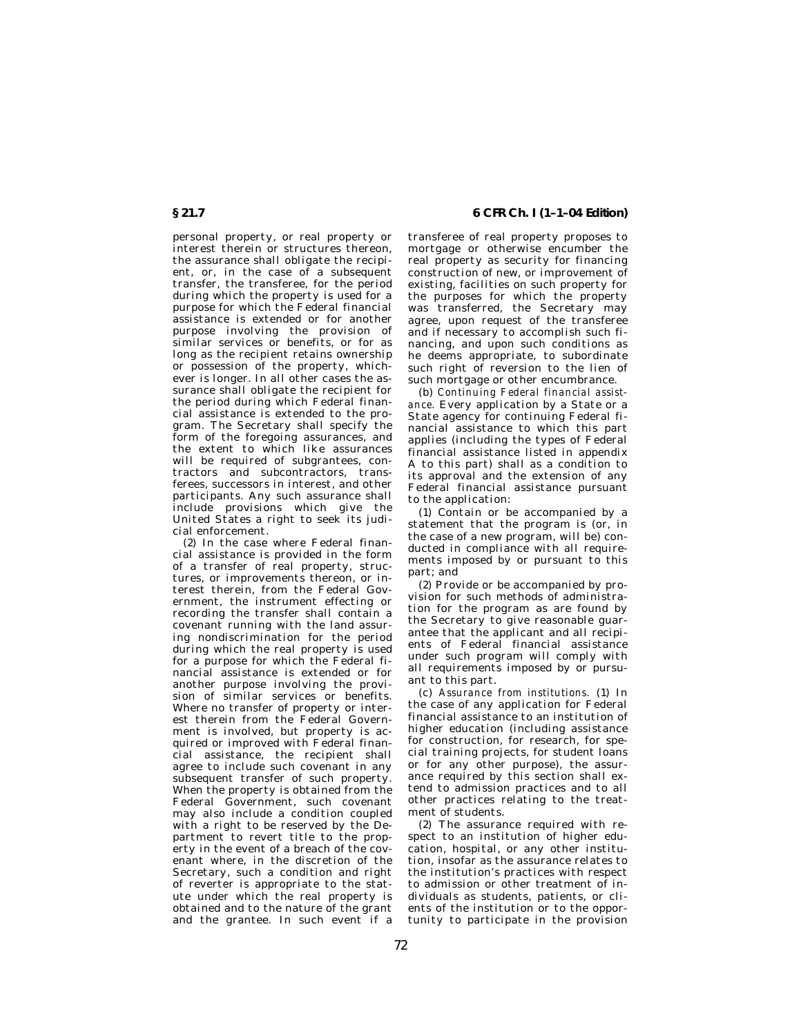personal property, or real property or interest therein or structures thereon, the assurance shall obligate the recipient, or, in the case of a subsequent transfer, the transferee, for the period during which the property is used for a purpose for which the Federal financial assistance is extended or for another purpose involving the provision of similar services or benefits, or for as long as the recipient retains ownership or possession of the property, whichever is longer. In all other cases the assurance shall obligate the recipient for the period during which Federal financial assistance is extended to the program. The Secretary shall specify the form of the foregoing assurances, and the extent to which like assurances will be required of subgrantees, contractors and subcontractors, transferees, successors in interest, and other participants. Any such assurance shall include provisions which give the United States a right to seek its judicial enforcement.

(2) In the case where Federal financial assistance is provided in the form of a transfer of real property, structures, or improvements thereon, or interest therein, from the Federal Government, the instrument effecting or recording the transfer shall contain a covenant running with the land assuring nondiscrimination for the period during which the real property is used for a purpose for which the Federal financial assistance is extended or for another purpose involving the provision of similar services or benefits. Where no transfer of property or interest therein from the Federal Government is involved, but property is acquired or improved with Federal financial assistance, the recipient shall agree to include such covenant in any subsequent transfer of such property. When the property is obtained from the Federal Government, such covenant may also include a condition coupled with a right to be reserved by the Department to revert title to the property in the event of a breach of the covenant where, in the discretion of the Secretary, such a condition and right of reverter is appropriate to the statute under which the real property is obtained and to the nature of the grant and the grantee. In such event if a transferee of real property proposes to mortgage or otherwise encumber the real property as security for financing construction of new, or improvement of existing, facilities on such property for the purposes for which the property was transferred, the Secretary may agree, upon request of the transferee and if necessary to accomplish such financing, and upon such conditions as he deems appropriate, to subordinate such right of reversion to the lien of such mortgage or other encumbrance.

(b) *Continuing Federal financial assistance.* Every application by a State or a State agency for continuing Federal financial assistance to which this part applies (including the types of Federal financial assistance listed in appendix A to this part) shall as a condition to its approval and the extension of any Federal financial assistance pursuant to the application:

(1) Contain or be accompanied by a statement that the program is (or, in the case of a new program, will be) conducted in compliance with all requirements imposed by or pursuant to this part; and

(2) Provide or be accompanied by provision for such methods of administration for the program as are found by the Secretary to give reasonable guarantee that the applicant and all recipients of Federal financial assistance under such program will comply with all requirements imposed by or pursuant to this part.

(c) *Assurance from institutions.* (1) In the case of any application for Federal financial assistance to an institution of higher education (including assistance for construction, for research, for special training projects, for student loans or for any other purpose), the assurance required by this section shall extend to admission practices and to all other practices relating to the treatment of students.

(2) The assurance required with respect to an institution of higher education, hospital, or any other institution, insofar as the assurance relates to the institution's practices with respect to admission or other treatment of individuals as students, patients, or clients of the institution or to the opportunity to participate in the provision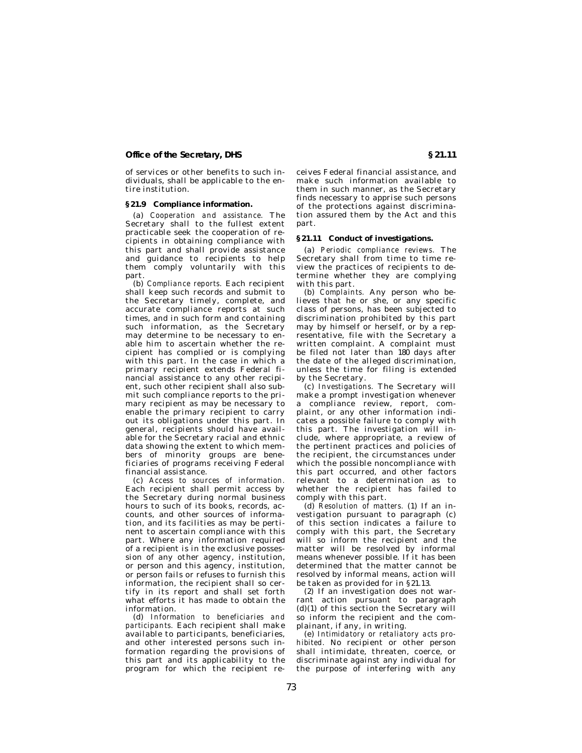of services or other benefits to such individuals, shall be applicable to the entire institution.

## §21.9 Compliance information.

(a) *Cooperation and assistance.* The Secretary shall to the fullest extent practicable seek the cooperation of recipients in obtaining compliance with this part and shall provide assistance and guidance to recipients to help them comply voluntarily with this part.

(b) *Compliance reports.* Each recipient shall keep such records and submit to the Secretary timely, complete, and accurate compliance reports at such times, and in such form and containing such information, as the Secretary may determine to be necessary to enable him to ascertain whether the recipient has complied or is complying with this part. In the case in which a primary recipient extends Federal financial assistance to any other recipient, such other recipient shall also submit such compliance reports to the primary recipient as may be necessary to enable the primary recipient to carry out its obligations under this part. In general, recipients should have available for the Secretary racial and ethnic data showing the extent to which members of minority groups are beneficiaries of programs receiving Federal financial assistance.

(c) *Access to sources of information.* Each recipient shall permit access by the Secretary during normal business hours to such of its books, records, accounts, and other sources of information, and its facilities as may be pertinent to ascertain compliance with this part. Where any information required of a recipient is in the exclusive possession of any other agency, institution, or person and this agency, institution, or person fails or refuses to furnish this information, the recipient shall so certify in its report and shall set forth what efforts it has made to obtain the information.

(d) *Information to beneficiaries and participants.* Each recipient shall make available to participants, beneficiaries, and other interested persons such information regarding the provisions of this part and its applicability to the program for which the recipient receives Federal financial assistance, and make such information available to them in such manner, as the Secretary finds necessary to apprise such persons of the protections against discrimination assured them by the Act and this part.

## §21.11 Conduct of investigations.

(a) *Periodic compliance reviews.* The Secretary shall from time to time review the practices of recipients to determine whether they are complying with this part.

(b) *Complaints.* Any person who believes that he or she, or any specific class of persons, has been subjected to discrimination prohibited by this part may by himself or herself, or by a representative, file with the Secretary a written complaint. A complaint must be filed not later than 180 days after the date of the alleged discrimination, unless the time for filing is extended by the Secretary.

(c) *Investigations.* The Secretary will make a prompt investigation whenever a compliance review, report, complaint, or any other information indicates a possible failure to comply with this part. The investigation will include, where appropriate, a review of the pertinent practices and policies of the recipient, the circumstances under which the possible noncompliance with this part occurred, and other factors relevant to a determination as to whether the recipient has failed to comply with this part.

(d) *Resolution of matters.* (1) If an investigation pursuant to paragraph (c) of this section indicates a failure to comply with this part, the Secretary will so inform the recipient and the matter will be resolved by informal means whenever possible. If it has been determined that the matter cannot be resolved by informal means, action will be taken as provided for in §21.13.

(2) If an investigation does not warrant action pursuant to paragraph (d)(1) of this section the Secretary will so inform the recipient and the complainant, if any, in writing.

(e) *Intimidatory or retaliatory acts prohibited.* No recipient or other person shall intimidate, threaten, coerce, or discriminate against any individual for the purpose of interfering with any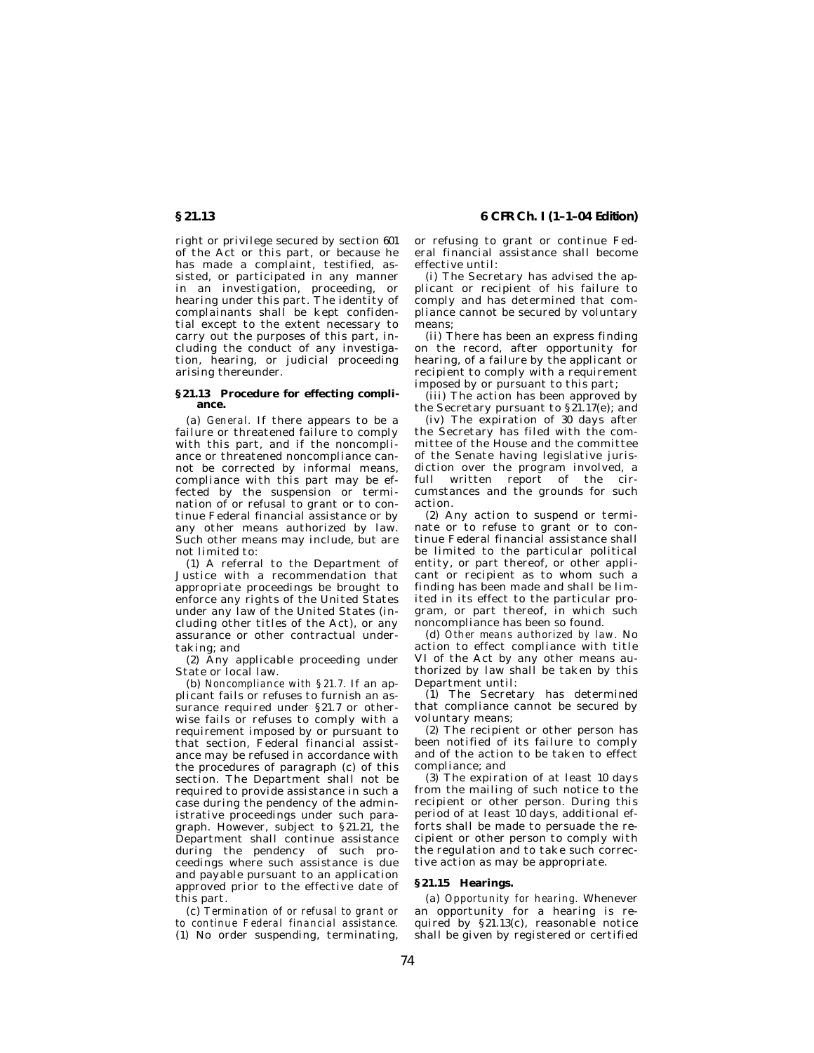right or privilege secured by section 601 of the Act or this part, or because he has made a complaint, testified, assisted, or participated in any manner in an investigation, proceeding, or hearing under this part. The identity of complainants shall be kept confidential except to the extent necessary to carry out the purposes of this part, including the conduct of any investigation, hearing, or judicial proceeding arising thereunder.

### §21.13 Procedure for effecting compliance.

(a) *General.* If there appears to be a failure or threatened failure to comply with this part, and if the noncompliance or threatened noncompliance cannot be corrected by informal means, compliance with this part may be effected by the suspension or termination of or refusal to grant or to continue Federal financial assistance or by any other means authorized by law. Such other means may include, but are not limited to:

(1) A referral to the Department of Justice with a recommendation that appropriate proceedings be brought to enforce any rights of the United States under any law of the United States (including other titles of the Act), or any assurance or other contractual undertaking; and

(2) Any applicable proceeding under State or local law.

(b) *Noncompliance with §21.7.* If an applicant fails or refuses to furnish an assurance required under §21.7 or otherwise fails or refuses to comply with a requirement imposed by or pursuant to that section, Federal financial assistance may be refused in accordance with the procedures of paragraph (c) of this section. The Department shall not be required to provide assistance in such a case during the pendency of the administrative proceedings under such paragraph. However, subject to §21.21, the Department shall continue assistance during the pendency of such proceedings where such assistance is due and payable pursuant to an application approved prior to the effective date of this part.

(c) *Termination of or refusal to grant or to continue Federal financial assistance.* (1) No order suspending, terminating, or refusing to grant or continue Federal financial assistance shall become effective until:

(i) The Secretary has advised the applicant or recipient of his failure to comply and has determined that compliance cannot be secured by voluntary means;

(ii) There has been an express finding on the record, after opportunity for hearing, of a failure by the applicant or recipient to comply with a requirement imposed by or pursuant to this part;

(iii) The action has been approved by the Secretary pursuant to §21.17(e); and

(iv) The expiration of 30 days after the Secretary has filed with the committee of the House and the committee of the Senate having legislative jurisdiction over the program involved, a full written report of the circumstances and the grounds for such action.

(2) Any action to suspend or terminate or to refuse to grant or to continue Federal financial assistance shall be limited to the particular political entity, or part thereof, or other applicant or recipient as to whom such a finding has been made and shall be limited in its effect to the particular program, or part thereof, in which such noncompliance has been so found.

(d) *Other means authorized by law.* No action to effect compliance with title VI of the Act by any other means authorized by law shall be taken by this Department until:

(1) The Secretary has determined that compliance cannot be secured by voluntary means;

(2) The recipient or other person has been notified of its failure to comply and of the action to be taken to effect compliance; and

(3) The expiration of at least 10 days from the mailing of such notice to the recipient or other person. During this period of at least 10 days, additional efforts shall be made to persuade the recipient or other person to comply with the regulation and to take such corrective action as may be appropriate.

### §21.15 Hearings.

(a) *Opportunity for hearing.* Whenever an opportunity for a hearing is required by §21.13(c), reasonable notice shall be given by registered or certified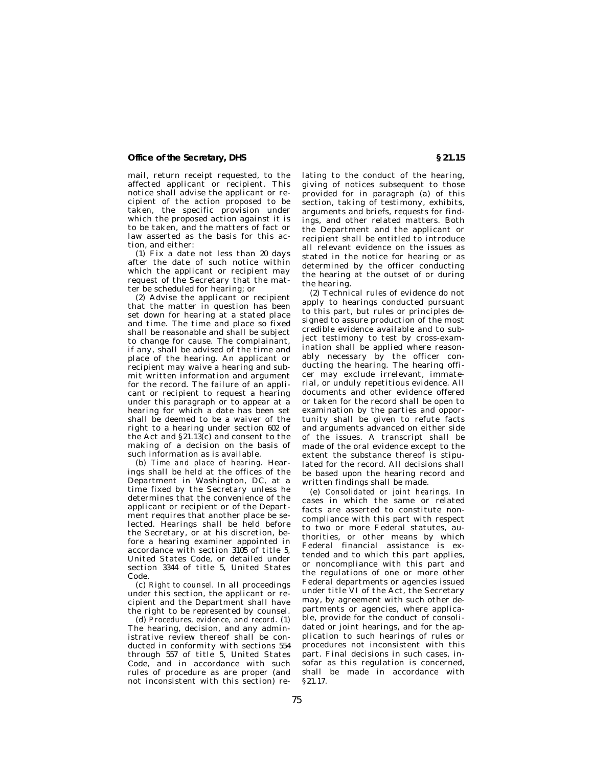mail, return receipt requested, to the affected applicant or recipient. This notice shall advise the applicant or recipient of the action proposed to be taken, the specific provision under which the proposed action against it is to be taken, and the matters of fact or law asserted as the basis for this action, and either:

(1) Fix a date not less than 20 days after the date of such notice within which the applicant or recipient may request of the Secretary that the matter be scheduled for hearing; or

(2) Advise the applicant or recipient that the matter in question has been set down for hearing at a stated place and time. The time and place so fixed shall be reasonable and shall be subject to change for cause. The complainant, if any, shall be advised of the time and place of the hearing. An applicant or recipient may waive a hearing and submit written information and argument for the record. The failure of an applicant or recipient to request a hearing under this paragraph or to appear at a hearing for which a date has been set shall be deemed to be a waiver of the right to a hearing under section 602 of the Act and §21.13(c) and consent to the making of a decision on the basis of such information as is available.

(b) *Time and place of hearing.* Hearings shall be held at the offices of the Department in Washington, DC, at a time fixed by the Secretary unless he determines that the convenience of the applicant or recipient or of the Department requires that another place be selected. Hearings shall be held before the Secretary, or at his discretion, before a hearing examiner appointed in accordance with section 3105 of title 5, United States Code, or detailed under section 3344 of title 5, United States Code.

(c) *Right to counsel.* In all proceedings under this section, the applicant or recipient and the Department shall have the right to be represented by counsel.

(d) *Procedures, evidence, and record.* (1) The hearing, decision, and any administrative review thereof shall be conducted in conformity with sections 554 through 557 of title 5, United States Code, and in accordance with such rules of procedure as are proper (and not inconsistent with this section) relating to the conduct of the hearing, giving of notices subsequent to those provided for in paragraph (a) of this section, taking of testimony, exhibits, arguments and briefs, requests for findings, and other related matters. Both the Department and the applicant or recipient shall be entitled to introduce all relevant evidence on the issues as stated in the notice for hearing or as determined by the officer conducting the hearing at the outset of or during the hearing.

(2) Technical rules of evidence do not apply to hearings conducted pursuant to this part, but rules or principles designed to assure production of the most credible evidence available and to subject testimony to test by cross-examination shall be applied where reasonably necessary by the officer conducting the hearing. The hearing officer may exclude irrelevant, immaterial, or unduly repetitious evidence. All documents and other evidence offered or taken for the record shall be open to examination by the parties and opportunity shall be given to refute facts and arguments advanced on either side of the issues. A transcript shall be made of the oral evidence except to the extent the substance thereof is stipulated for the record. All decisions shall be based upon the hearing record and written findings shall be made.

(e) *Consolidated or joint hearings.* In cases in which the same or related facts are asserted to constitute noncompliance with this part with respect to two or more Federal statutes, authorities, or other means by which Federal financial assistance is extended and to which this part applies, or noncompliance with this part and the regulations of one or more other Federal departments or agencies issued under title VI of the Act, the Secretary may, by agreement with such other departments or agencies, where applicable, provide for the conduct of consolidated or joint hearings, and for the application to such hearings of rules or procedures not inconsistent with this part. Final decisions in such cases, insofar as this regulation is concerned, shall be made in accordance with §21.17.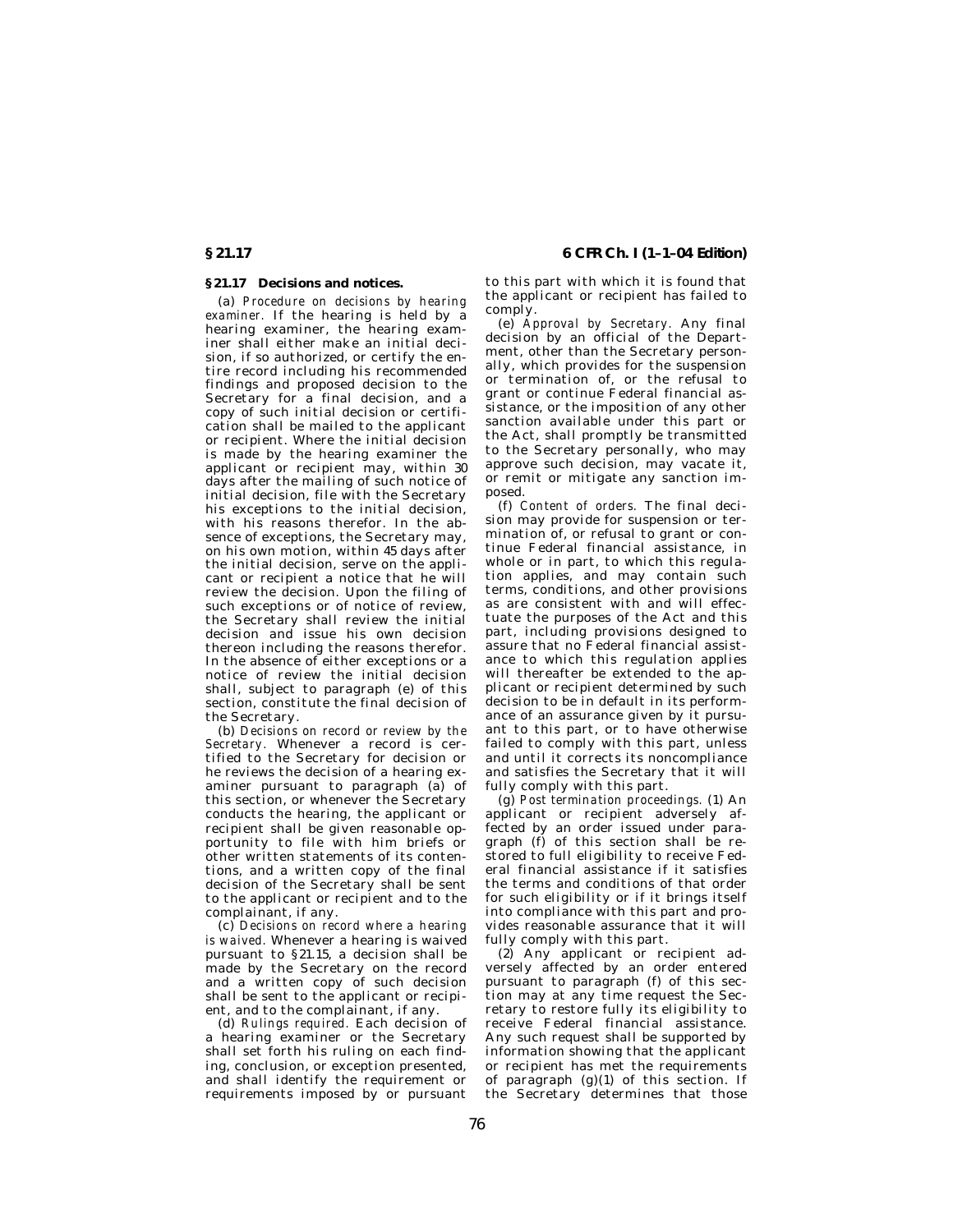## § 21.17 Decisions and notices.

(a) *Procedure on decisions by hearing examiner.* If the hearing is held by a hearing examiner, the hearing examiner shall either make an initial decision, if so authorized, or certify the entire record including his recommended findings and proposed decision to the Secretary for a final decision, and a copy of such initial decision or certification shall be mailed to the applicant or recipient. Where the initial decision is made by the hearing examiner the applicant or recipient may, within 30 days after the mailing of such notice of initial decision, file with the Secretary his exceptions to the initial decision, with his reasons therefor. In the absence of exceptions, the Secretary may, on his own motion, within 45 days after the initial decision, serve on the applicant or recipient a notice that he will review the decision. Upon the filing of such exceptions or of notice of review, the Secretary shall review the initial decision and issue his own decision thereon including the reasons therefor. In the absence of either exceptions or a notice of review the initial decision shall, subject to paragraph (e) of this section, constitute the final decision of the Secretary.

(b) *Decisions on record or review by the Secretary.* Whenever a record is certified to the Secretary for decision or he reviews the decision of a hearing examiner pursuant to paragraph (a) of this section, or whenever the Secretary conducts the hearing, the applicant or recipient shall be given reasonable opportunity to file with him briefs or other written statements of its contentions, and a written copy of the final decision of the Secretary shall be sent to the applicant or recipient and to the complainant, if any.

(c) *Decisions on record where a hearing is waived.* Whenever a hearing is waived pursuant to § 21.15, a decision shall be made by the Secretary on the record and a written copy of such decision shall be sent to the applicant or recipient, and to the complainant, if any.

(d) *Rulings required.* Each decision of a hearing examiner or the Secretary shall set forth his ruling on each finding, conclusion, or exception presented, and shall identify the requirement or requirements imposed by or pursuant to this part with which it is found that the applicant or recipient has failed to comply.

(e) *Approval by Secretary.* Any final decision by an official of the Department, other than the Secretary personally, which provides for the suspension or termination of, or the refusal to grant or continue Federal financial assistance, or the imposition of any other sanction available under this part or the Act, shall promptly be transmitted to the Secretary personally, who may approve such decision, may vacate it, or remit or mitigate any sanction imposed.

(f) *Content of orders.* The final decision may provide for suspension or termination of, or refusal to grant or continue Federal financial assistance, in whole or in part, to which this regulation applies, and may contain such terms, conditions, and other provisions as are consistent with and will effectuate the purposes of the Act and this part, including provisions designed to assure that no Federal financial assistance to which this regulation applies will thereafter be extended to the applicant or recipient determined by such decision to be in default in its performance of an assurance given by it pursuant to this part, or to have otherwise failed to comply with this part, unless and until it corrects its noncompliance and satisfies the Secretary that it will fully comply with this part.

(g) *Post termination proceedings.* (1) An applicant or recipient adversely affected by an order issued under paragraph (f) of this section shall be restored to full eligibility to receive Federal financial assistance if it satisfies the terms and conditions of that order for such eligibility or if it brings itself into compliance with this part and provides reasonable assurance that it will fully comply with this part.

(2) Any applicant or recipient adversely affected by an order entered pursuant to paragraph (f) of this section may at any time request the Secretary to restore fully its eligibility to receive Federal financial assistance. Any such request shall be supported by information showing that the applicant or recipient has met the requirements of paragraph (g)(1) of this section. If the Secretary determines that those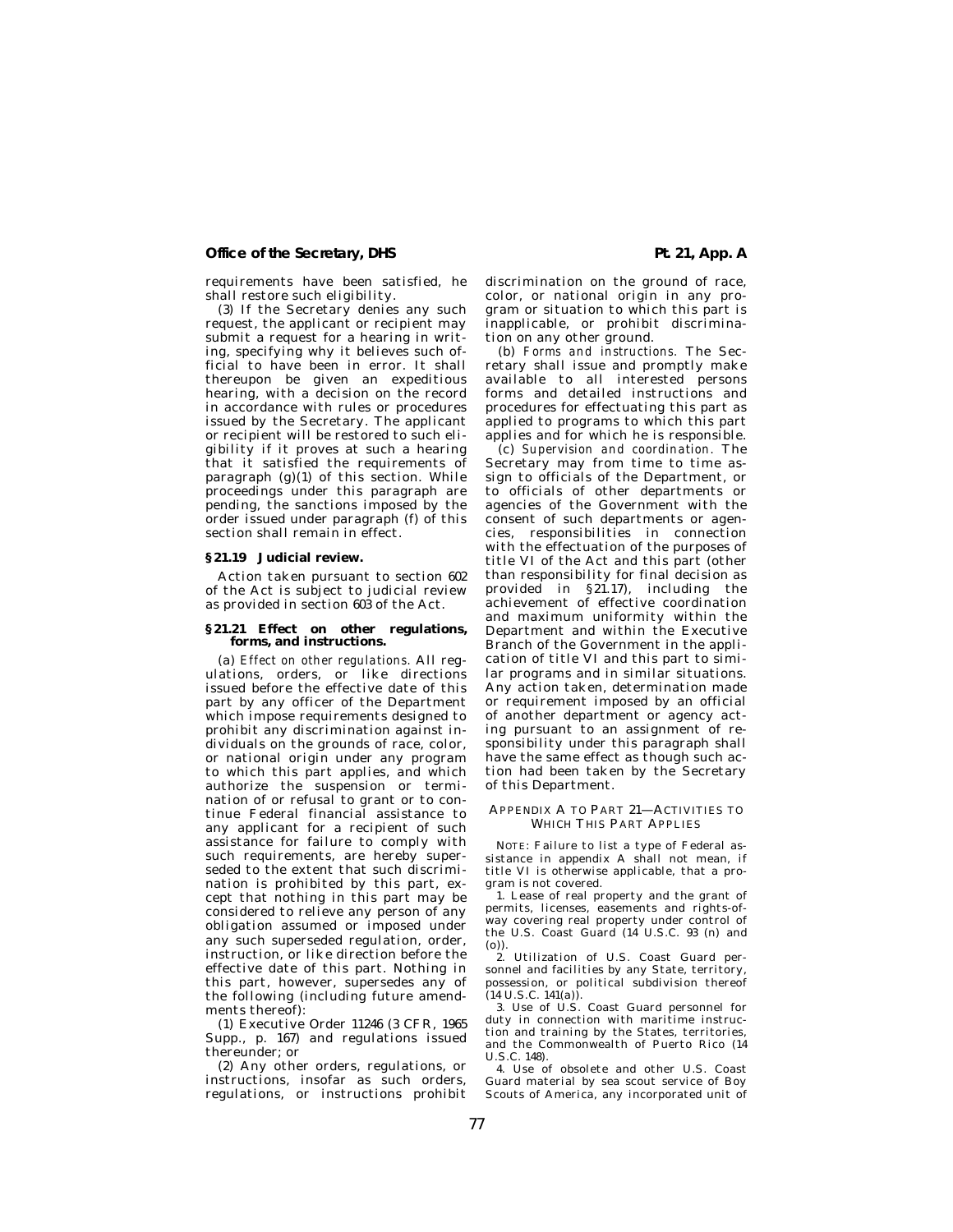requirements have been satisfied, he shall restore such eligibility.

(3) If the Secretary denies any such request, the applicant or recipient may submit a request for a hearing in writing, specifying why it believes such official to have been in error. It shall thereupon be given an expeditious hearing, with a decision on the record in accordance with rules or procedures issued by the Secretary. The applicant or recipient will be restored to such eligibility if it proves at such a hearing that it satisfied the requirements of paragraph (g)(1) of this section. While proceedings under this paragraph are pending, the sanctions imposed by the order issued under paragraph (f) of this section shall remain in effect.

### §21.19 Judicial review.

Action taken pursuant to section 602 of the Act is subject to judicial review as provided in section 603 of the Act.

### §21.21 Effect on other regulations, forms, and instructions.

(a) *Effect on other regulations.* All regulations, orders, or like directions issued before the effective date of this part by any officer of the Department which impose requirements designed to prohibit any discrimination against individuals on the grounds of race, color, or national origin under any program to which this part applies, and which authorize the suspension or termination of or refusal to grant or to continue Federal financial assistance to any applicant for a recipient of such assistance for failure to comply with such requirements, are hereby superseded to the extent that such discrimination is prohibited by this part, except that nothing in this part may be considered to relieve any person of any obligation assumed or imposed under any such superseded regulation, order, instruction, or like direction before the effective date of this part. Nothing in this part, however, supersedes any of the following (including future amendments thereof):

(1) Executive Order 11246 (3 CFR, 1965 Supp., p. 167) and regulations issued thereunder; or

(2) Any other orders, regulations, or instructions, insofar as such orders, regulations, or instructions prohibit discrimination on the ground of race, color, or national origin in any program or situation to which this part is inapplicable, or prohibit discrimination on any other ground.

(b) *Forms and instructions.* The Secretary shall issue and promptly make available to all interested persons forms and detailed instructions and procedures for effectuating this part as applied to programs to which this part applies and for which he is responsible.

(c) *Supervision and coordination.* The Secretary may from time to time assign to officials of the Department, or to officials of other departments or agencies of the Government with the consent of such departments or agencies, responsibilities in connection with the effectuation of the purposes of title VI of the Act and this part (other than responsibility for final decision as provided in §21.17), including the achievement of effective coordination and maximum uniformity within the Department and within the Executive Branch of the Government in the application of title VI and this part to similar programs and in similar situations. Any action taken, determination made or requirement imposed by an official of another department or agency acting pursuant to an assignment of responsibility under this paragraph shall have the same effect as though such action had been taken by the Secretary of this Department.

## APPENDIX A TO PART 21—ACTIVITIES TO WHICH THIS PART APPLIES

NOTE: Failure to list a type of Federal assistance in appendix A shall not mean, if title VI is otherwise applicable, that a program is not covered.

1. Lease of real property and the grant of permits, licenses, easements and rights-of-way covering real property under control of the U.S. Coast Guard (14 U.S.C. 93 (n) and (o)).

2. Utilization of U.S. Coast Guard personnel and facilities by any State, territory, possession, or political subdivision thereof (14 U.S.C. 141(a)).

3. Use of U.S. Coast Guard personnel for duty in connection with maritime instruction and training by the States, territories, and the Commonwealth of Puerto Rico (14 U.S.C. 148).

4. Use of obsolete and other U.S. Coast Guard material by sea scout service of Boy Scouts of America, any incorporated unit of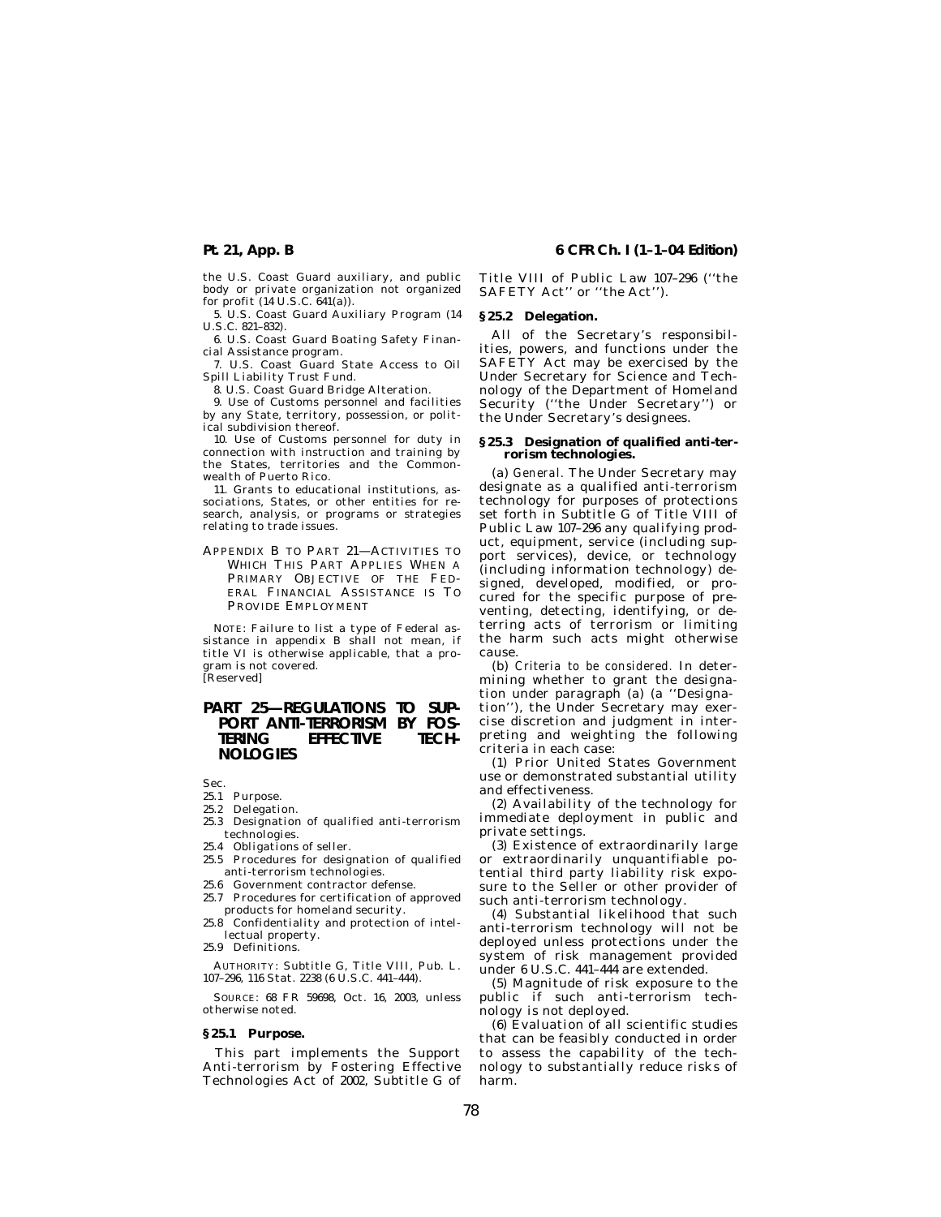the U.S. Coast Guard auxiliary, and public body or private organization not organized for profit (14 U.S.C. 641(a)).

5. U.S. Coast Guard Auxiliary Program (14 U.S.C. 821–832).

6. U.S. Coast Guard Boating Safety Financial Assistance program.

7. U.S. Coast Guard State Access to Oil Spill Liability Trust Fund.

8. U.S. Coast Guard Bridge Alteration.

9. Use of Customs personnel and facilities by any State, territory, possession, or political subdivision thereof.

10. Use of Customs personnel for duty in connection with instruction and training by the States, territories and the Commonwealth of Puerto Rico.

11. Grants to educational institutions, associations, States, or other entities for research, analysis, or programs or strategies relating to trade issues.

APPENDIX B TO PART 21—ACTIVITIES TO WHICH THIS PART APPLIES WHEN A PRIMARY OBJECTIVE OF THE FEDERAL FINANCIAL ASSISTANCE IS TO PROVIDE EMPLOYMENT

NOTE: Failure to list a type of Federal assistance in appendix B shall not mean, if title VI is otherwise applicable, that a program is not covered.

[Reserved]

# PART 25—REGULATIONS TO SUPPORT ANTI-TERRORISM BY FOSTERING EFFECTIVE TECHNOLOGIES

Sec.
25.1 Purpose.
25.2 Delegation.
25.3 Designation of qualified anti-terrorism technologies.
25.4 Obligations of seller.
25.5 Procedures for designation of qualified anti-terrorism technologies.
25.6 Government contractor defense.
25.7 Procedures for certification of approved products for homeland security.
25.8 Confidentiality and protection of intellectual property.
25.9 Definitions.

AUTHORITY: Subtitle G, Title VIII, Pub. L. 107–296, 116 Stat. 2238 (6 U.S.C. 441–444).

SOURCE: 68 FR 59698, Oct. 16, 2003, unless otherwise noted.

### §25.1 Purpose.

This part implements the Support Anti-terrorism by Fostering Effective Technologies Act of 2002, Subtitle G of Title VIII of Public Law 107–296 (''the SAFETY Act'' or ''the Act'').

### §25.2 Delegation.

All of the Secretary's responsibilities, powers, and functions under the SAFETY Act may be exercised by the Under Secretary for Science and Technology of the Department of Homeland Security (''the Under Secretary'') or the Under Secretary's designees.

### §25.3 Designation of qualified anti-terrorism technologies.

(a) *General.* The Under Secretary may designate as a qualified anti-terrorism technology for purposes of protections set forth in Subtitle G of Title VIII of Public Law 107–296 any qualifying product, equipment, service (including support services), device, or technology (including information technology) designed, developed, modified, or procured for the specific purpose of preventing, detecting, identifying, or deterring acts of terrorism or limiting the harm such acts might otherwise cause.

(b) *Criteria to be considered.* In determining whether to grant the designation under paragraph (a) (a ''Designation''), the Under Secretary may exercise discretion and judgment in interpreting and weighting the following criteria in each case:

(1) Prior United States Government use or demonstrated substantial utility and effectiveness.

(2) Availability of the technology for immediate deployment in public and private settings.

(3) Existence of extraordinarily large or extraordinarily unquantifiable potential third party liability risk exposure to the Seller or other provider of such anti-terrorism technology.

(4) Substantial likelihood that such anti-terrorism technology will not be deployed unless protections under the system of risk management provided under 6 U.S.C. 441–444 are extended.

(5) Magnitude of risk exposure to the public if such anti-terrorism technology is not deployed.

(6) Evaluation of all scientific studies that can be feasibly conducted in order to assess the capability of the technology to substantially reduce risks of harm.